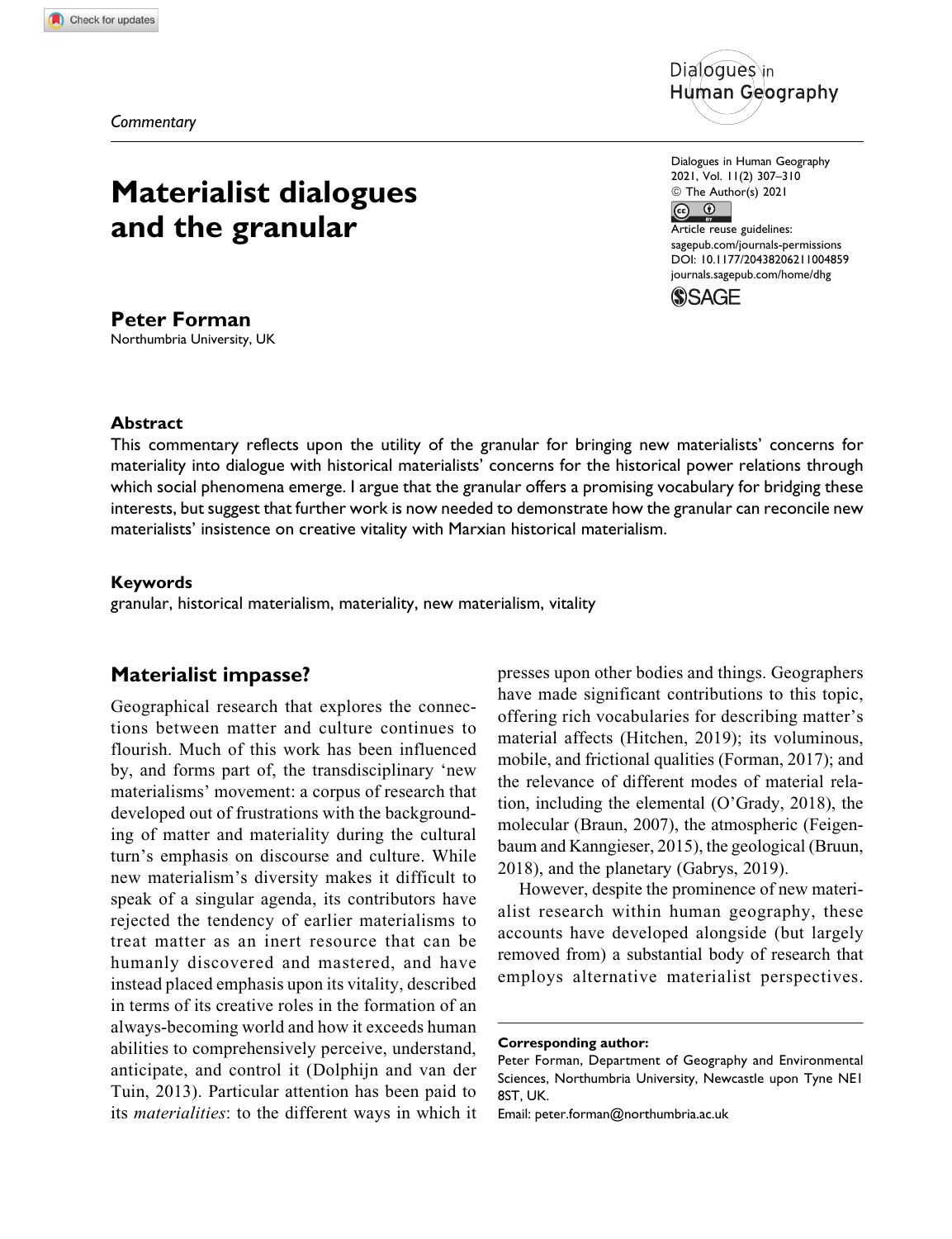*Commentary*

# Materialist dialogues and the granular

**Peter Forman**
Northumbria University, UK

### Abstract

This commentary reflects upon the utility of the granular for bringing new materialists' concerns for materiality into dialogue with historical materialists' concerns for the historical power relations through which social phenomena emerge. I argue that the granular offers a promising vocabulary for bridging these interests, but suggest that further work is now needed to demonstrate how the granular can reconcile new materialists' insistence on creative vitality with Marxian historical materialism.

### Keywords

granular, historical materialism, materiality, new materialism, vitality

## Materialist impasse?

Geographical research that explores the connections between matter and culture continues to flourish. Much of this work has been influenced by, and forms part of, the transdisciplinary 'new materialisms' movement: a corpus of research that developed out of frustrations with the backgrounding of matter and materiality during the cultural turn's emphasis on discourse and culture. While new materialism's diversity makes it difficult to speak of a singular agenda, its contributors have rejected the tendency of earlier materialisms to treat matter as an inert resource that can be humanly discovered and mastered, and have instead placed emphasis upon its vitality, described in terms of its creative roles in the formation of an always-becoming world and how it exceeds human abilities to comprehensively perceive, understand, anticipate, and control it (Dolphijn and van der Tuin, 2013). Particular attention has been paid to its *materialities*: to the different ways in which it presses upon other bodies and things. Geographers have made significant contributions to this topic, offering rich vocabularies for describing matter's material affects (Hitchen, 2019); its voluminous, mobile, and frictional qualities (Forman, 2017); and the relevance of different modes of material relation, including the elemental (O'Grady, 2018), the molecular (Braun, 2007), the atmospheric (Feigenbaum and Kanngieser, 2015), the geological (Bruun, 2018), and the planetary (Gabrys, 2019).

However, despite the prominence of new materialist research within human geography, these accounts have developed alongside (but largely removed from) a substantial body of research that employs alternative materialist perspectives.

**Corresponding author:**
Peter Forman, Department of Geography and Environmental Sciences, Northumbria University, Newcastle upon Tyne NE1 8ST, UK.
Email: peter.forman@northumbria.ac.uk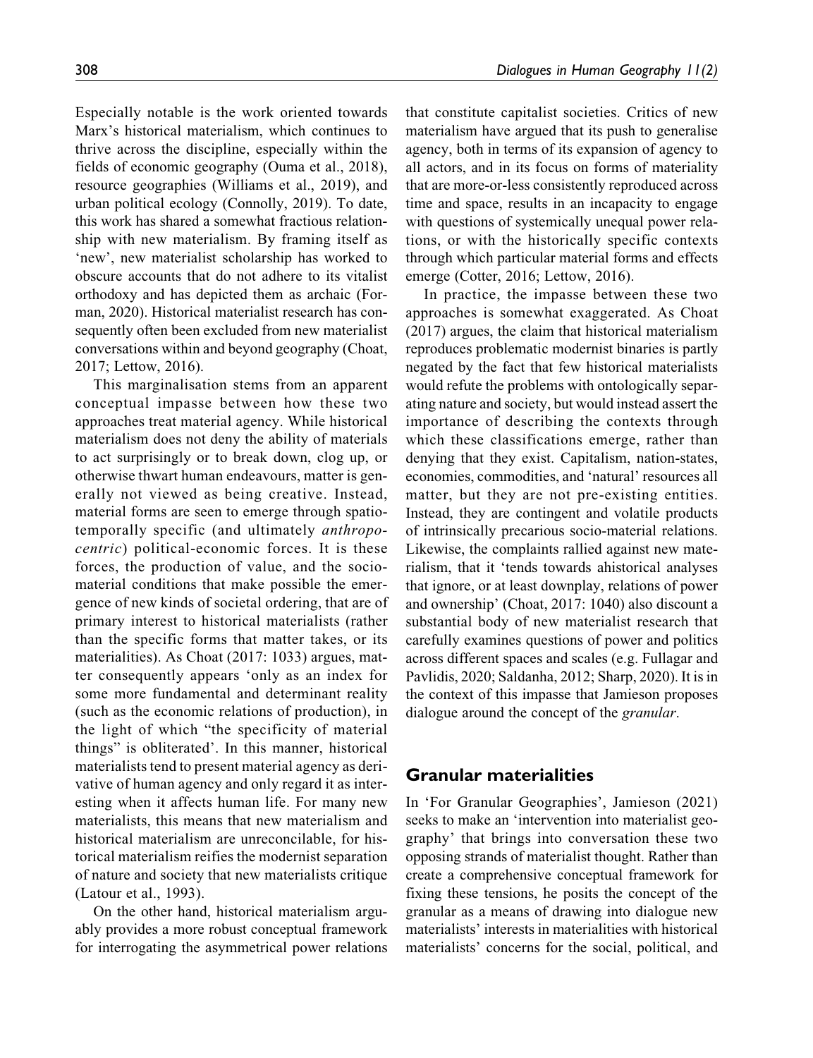Especially notable is the work oriented towards Marx's historical materialism, which continues to thrive across the discipline, especially within the fields of economic geography (Ouma et al., 2018), resource geographies (Williams et al., 2019), and urban political ecology (Connolly, 2019). To date, this work has shared a somewhat fractious relationship with new materialism. By framing itself as 'new', new materialist scholarship has worked to obscure accounts that do not adhere to its vitalist orthodoxy and has depicted them as archaic (Forman, 2020). Historical materialist research has consequently often been excluded from new materialist conversations within and beyond geography (Choat, 2017; Lettow, 2016).

This marginalisation stems from an apparent conceptual impasse between how these two approaches treat material agency. While historical materialism does not deny the ability of materials to act surprisingly or to break down, clog up, or otherwise thwart human endeavours, matter is generally not viewed as being creative. Instead, material forms are seen to emerge through spatiotemporally specific (and ultimately *anthropocentric*) political-economic forces. It is these forces, the production of value, and the socio-material conditions that make possible the emergence of new kinds of societal ordering, that are of primary interest to historical materialists (rather than the specific forms that matter takes, or its materialities). As Choat (2017: 1033) argues, matter consequently appears 'only as an index for some more fundamental and determinant reality (such as the economic relations of production), in the light of which "the specificity of material things" is obliterated'. In this manner, historical materialists tend to present material agency as derivative of human agency and only regard it as interesting when it affects human life. For many new materialists, this means that new materialism and historical materialism are unreconcilable, for historical materialism reifies the modernist separation of nature and society that new materialists critique (Latour et al., 1993).

On the other hand, historical materialism arguably provides a more robust conceptual framework for interrogating the asymmetrical power relations that constitute capitalist societies. Critics of new materialism have argued that its push to generalise agency, both in terms of its expansion of agency to all actors, and in its focus on forms of materiality that are more-or-less consistently reproduced across time and space, results in an incapacity to engage with questions of systemically unequal power relations, or with the historically specific contexts through which particular material forms and effects emerge (Cotter, 2016; Lettow, 2016).

In practice, the impasse between these two approaches is somewhat exaggerated. As Choat (2017) argues, the claim that historical materialism reproduces problematic modernist binaries is partly negated by the fact that few historical materialists would refute the problems with ontologically separating nature and society, but would instead assert the importance of describing the contexts through which these classifications emerge, rather than denying that they exist. Capitalism, nation-states, economies, commodities, and 'natural' resources all matter, but they are not pre-existing entities. Instead, they are contingent and volatile products of intrinsically precarious socio-material relations. Likewise, the complaints rallied against new materialism, that it 'tends towards ahistorical analyses that ignore, or at least downplay, relations of power and ownership' (Choat, 2017: 1040) also discount a substantial body of new materialist research that carefully examines questions of power and politics across different spaces and scales (e.g. Fullagar and Pavlidis, 2020; Saldanha, 2012; Sharp, 2020). It is in the context of this impasse that Jamieson proposes dialogue around the concept of the *granular*.

## Granular materialities

In 'For Granular Geographies', Jamieson (2021) seeks to make an 'intervention into materialist geography' that brings into conversation these two opposing strands of materialist thought. Rather than create a comprehensive conceptual framework for fixing these tensions, he posits the concept of the granular as a means of drawing into dialogue new materialists' interests in materialities with historical materialists' concerns for the social, political, and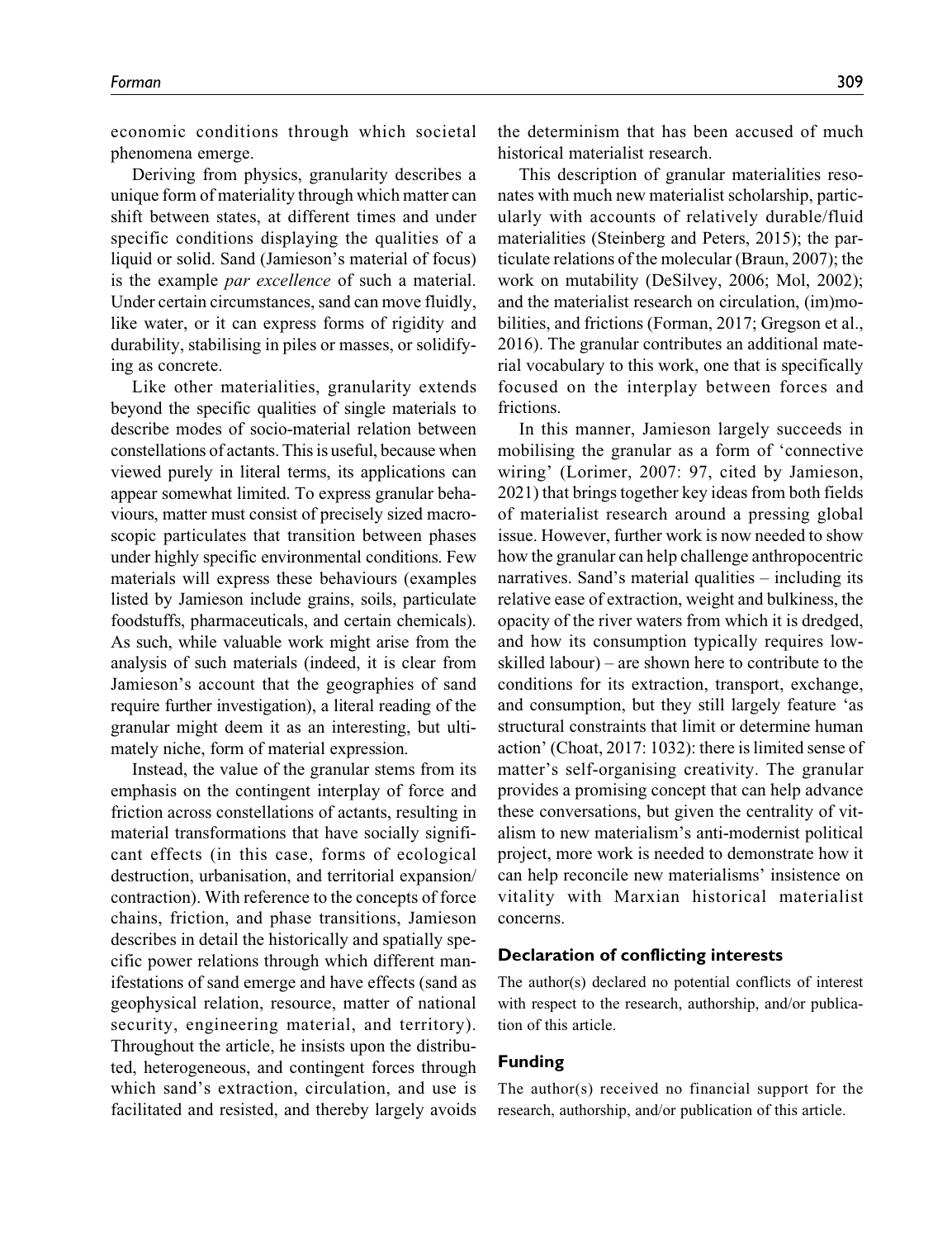economic conditions through which societal phenomena emerge.

Deriving from physics, granularity describes a unique form of materiality through which matter can shift between states, at different times and under specific conditions displaying the qualities of a liquid or solid. Sand (Jamieson's material of focus) is the example *par excellence* of such a material. Under certain circumstances, sand can move fluidly, like water, or it can express forms of rigidity and durability, stabilising in piles or masses, or solidifying as concrete.

Like other materialities, granularity extends beyond the specific qualities of single materials to describe modes of socio-material relation between constellations of actants. This is useful, because when viewed purely in literal terms, its applications can appear somewhat limited. To express granular behaviours, matter must consist of precisely sized macroscopic particulates that transition between phases under highly specific environmental conditions. Few materials will express these behaviours (examples listed by Jamieson include grains, soils, particulate foodstuffs, pharmaceuticals, and certain chemicals). As such, while valuable work might arise from the analysis of such materials (indeed, it is clear from Jamieson's account that the geographies of sand require further investigation), a literal reading of the granular might deem it as an interesting, but ultimately niche, form of material expression.

Instead, the value of the granular stems from its emphasis on the contingent interplay of force and friction across constellations of actants, resulting in material transformations that have socially significant effects (in this case, forms of ecological destruction, urbanisation, and territorial expansion/contraction). With reference to the concepts of force chains, friction, and phase transitions, Jamieson describes in detail the historically and spatially specific power relations through which different manifestations of sand emerge and have effects (sand as geophysical relation, resource, matter of national security, engineering material, and territory). Throughout the article, he insists upon the distributed, heterogeneous, and contingent forces through which sand's extraction, circulation, and use is facilitated and resisted, and thereby largely avoids the determinism that has been accused of much historical materialist research.

This description of granular materialities resonates with much new materialist scholarship, particularly with accounts of relatively durable/fluid materialities (Steinberg and Peters, 2015); the particulate relations of the molecular (Braun, 2007); the work on mutability (DeSilvey, 2006; Mol, 2002); and the materialist research on circulation, (im)mobilities, and frictions (Forman, 2017; Gregson et al., 2016). The granular contributes an additional material vocabulary to this work, one that is specifically focused on the interplay between forces and frictions.

In this manner, Jamieson largely succeeds in mobilising the granular as a form of 'connective wiring' (Lorimer, 2007: 97, cited by Jamieson, 2021) that brings together key ideas from both fields of materialist research around a pressing global issue. However, further work is now needed to show how the granular can help challenge anthropocentric narratives. Sand's material qualities – including its relative ease of extraction, weight and bulkiness, the opacity of the river waters from which it is dredged, and how its consumption typically requires low-skilled labour) – are shown here to contribute to the conditions for its extraction, transport, exchange, and consumption, but they still largely feature 'as structural constraints that limit or determine human action' (Choat, 2017: 1032): there is limited sense of matter's self-organising creativity. The granular provides a promising concept that can help advance these conversations, but given the centrality of vitalism to new materialism's anti-modernist political project, more work is needed to demonstrate how it can help reconcile new materialisms' insistence on vitality with Marxian historical materialist concerns.

## Declaration of conflicting interests

The author(s) declared no potential conflicts of interest with respect to the research, authorship, and/or publication of this article.

## Funding

The author(s) received no financial support for the research, authorship, and/or publication of this article.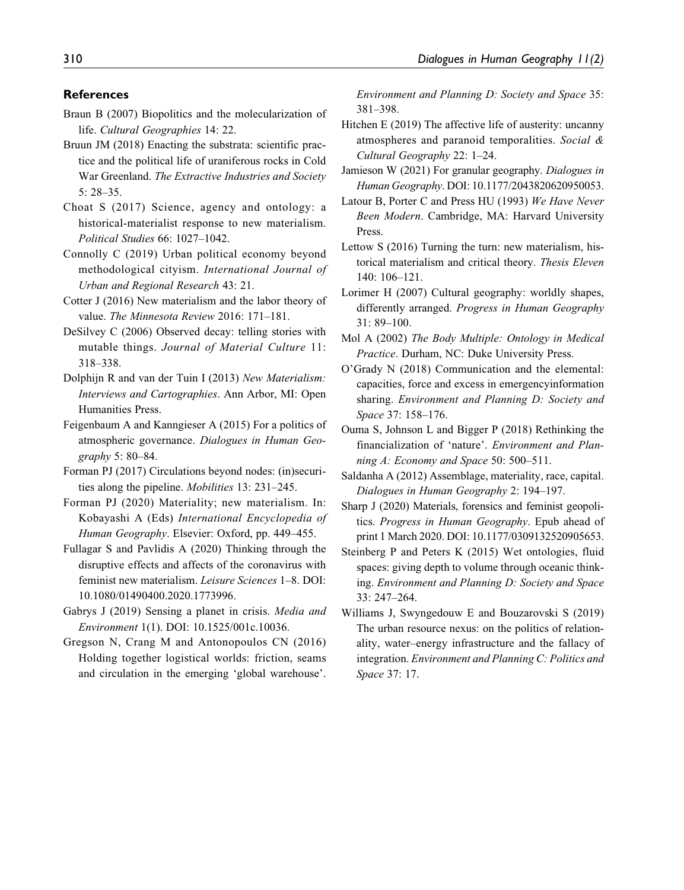## References

Braun B (2007) Biopolitics and the molecularization of life. *Cultural Geographies* 14: 22.

Bruun JM (2018) Enacting the substrata: scientific practice and the political life of uraniferous rocks in Cold War Greenland. *The Extractive Industries and Society* 5: 28–35.

Choat S (2017) Science, agency and ontology: a historical-materialist response to new materialism. *Political Studies* 66: 1027–1042.

Connolly C (2019) Urban political economy beyond methodological cityism. *International Journal of Urban and Regional Research* 43: 21.

Cotter J (2016) New materialism and the labor theory of value. *The Minnesota Review* 2016: 171–181.

DeSilvey C (2006) Observed decay: telling stories with mutable things. *Journal of Material Culture* 11: 318–338.

Dolphijn R and van der Tuin I (2013) *New Materialism: Interviews and Cartographies*. Ann Arbor, MI: Open Humanities Press.

Feigenbaum A and Kanngieser A (2015) For a politics of atmospheric governance. *Dialogues in Human Geography* 5: 80–84.

Forman PJ (2017) Circulations beyond nodes: (in)securities along the pipeline. *Mobilities* 13: 231–245.

Forman PJ (2020) Materiality; new materialism. In: Kobayashi A (Eds) *International Encyclopedia of Human Geography*. Elsevier: Oxford, pp. 449–455.

Fullagar S and Pavlidis A (2020) Thinking through the disruptive effects and affects of the coronavirus with feminist new materialism. *Leisure Sciences* 1–8. DOI: 10.1080/01490400.2020.1773996.

Gabrys J (2019) Sensing a planet in crisis. *Media and Environment* 1(1). DOI: 10.1525/001c.10036.

Gregson N, Crang M and Antonopoulos CN (2016) Holding together logistical worlds: friction, seams and circulation in the emerging 'global warehouse'. *Environment and Planning D: Society and Space* 35: 381–398.

Hitchen E (2019) The affective life of austerity: uncanny atmospheres and paranoid temporalities. *Social & Cultural Geography* 22: 1–24.

Jamieson W (2021) For granular geography. *Dialogues in Human Geography*. DOI: 10.1177/2043820620950053.

Latour B, Porter C and Press HU (1993) *We Have Never Been Modern*. Cambridge, MA: Harvard University Press.

Lettow S (2016) Turning the turn: new materialism, historical materialism and critical theory. *Thesis Eleven* 140: 106–121.

Lorimer H (2007) Cultural geography: worldly shapes, differently arranged. *Progress in Human Geography* 31: 89–100.

Mol A (2002) *The Body Multiple: Ontology in Medical Practice*. Durham, NC: Duke University Press.

O'Grady N (2018) Communication and the elemental: capacities, force and excess in emergencyinformation sharing. *Environment and Planning D: Society and Space* 37: 158–176.

Ouma S, Johnson L and Bigger P (2018) Rethinking the financialization of 'nature'. *Environment and Planning A: Economy and Space* 50: 500–511.

Saldanha A (2012) Assemblage, materiality, race, capital. *Dialogues in Human Geography* 2: 194–197.

Sharp J (2020) Materials, forensics and feminist geopolitics. *Progress in Human Geography*. Epub ahead of print 1 March 2020. DOI: 10.1177/0309132520905653.

Steinberg P and Peters K (2015) Wet ontologies, fluid spaces: giving depth to volume through oceanic thinking. *Environment and Planning D: Society and Space* 33: 247–264.

Williams J, Swyngedouw E and Bouzarovski S (2019) The urban resource nexus: on the politics of relationality, water–energy infrastructure and the fallacy of integration. *Environment and Planning C: Politics and Space* 37: 17.